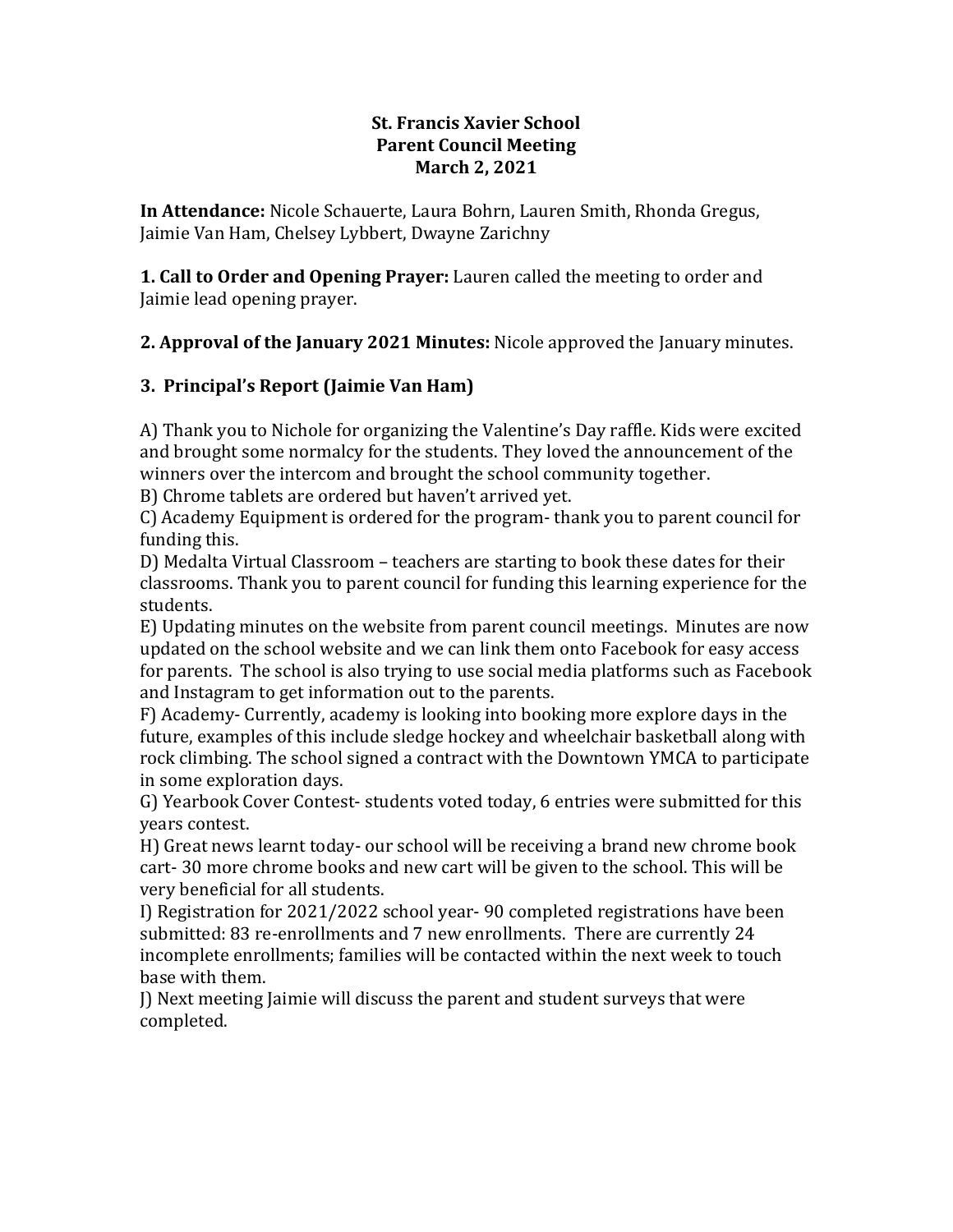**St. Francis Xavier School**
**Parent Council Meeting**
**March 2, 2021**

**In Attendance:** Nicole Schauerte, Laura Bohrn, Lauren Smith, Rhonda Gregus, Jaimie Van Ham, Chelsey Lybbert, Dwayne Zarichny

**1. Call to Order and Opening Prayer:** Lauren called the meeting to order and Jaimie lead opening prayer.

**2. Approval of the January 2021 Minutes:** Nicole approved the January minutes.

**3. Principal's Report (Jaimie Van Ham)**

A) Thank you to Nichole for organizing the Valentine's Day raffle. Kids were excited and brought some normalcy for the students. They loved the announcement of the winners over the intercom and brought the school community together.
B) Chrome tablets are ordered but haven't arrived yet.
C) Academy Equipment is ordered for the program- thank you to parent council for funding this.
D) Medalta Virtual Classroom – teachers are starting to book these dates for their classrooms. Thank you to parent council for funding this learning experience for the students.
E) Updating minutes on the website from parent council meetings. Minutes are now updated on the school website and we can link them onto Facebook for easy access for parents. The school is also trying to use social media platforms such as Facebook and Instagram to get information out to the parents.
F) Academy- Currently, academy is looking into booking more explore days in the future, examples of this include sledge hockey and wheelchair basketball along with rock climbing. The school signed a contract with the Downtown YMCA to participate in some exploration days.
G) Yearbook Cover Contest- students voted today, 6 entries were submitted for this years contest.
H) Great news learnt today- our school will be receiving a brand new chrome book cart- 30 more chrome books and new cart will be given to the school. This will be very beneficial for all students.
I) Registration for 2021/2022 school year- 90 completed registrations have been submitted: 83 re-enrollments and 7 new enrollments. There are currently 24 incomplete enrollments; families will be contacted within the next week to touch base with them.
J) Next meeting Jaimie will discuss the parent and student surveys that were completed.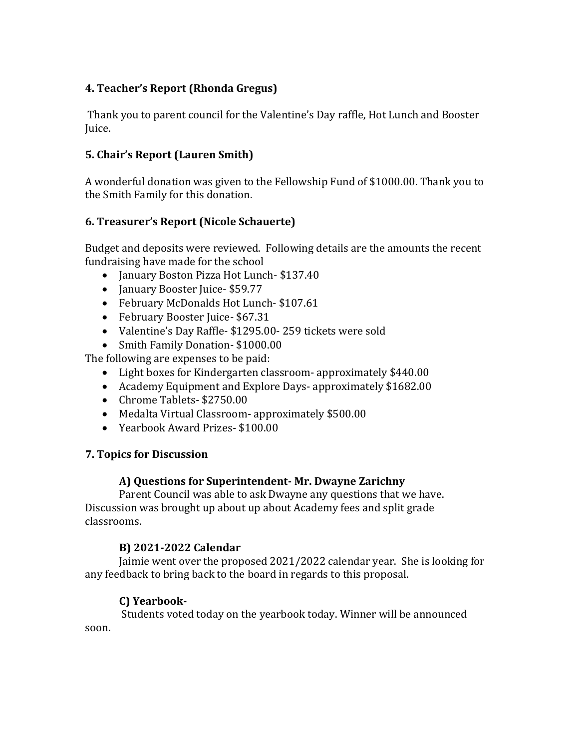## 4. Teacher's Report (Rhonda Gregus)

Thank you to parent council for the Valentine's Day raffle, Hot Lunch and Booster Juice.

## 5. Chair's Report (Lauren Smith)

A wonderful donation was given to the Fellowship Fund of $1000.00. Thank you to the Smith Family for this donation.

## 6. Treasurer's Report (Nicole Schauerte)

Budget and deposits were reviewed. Following details are the amounts the recent fundraising have made for the school

- January Boston Pizza Hot Lunch- $137.40
- January Booster Juice- $59.77
- February McDonalds Hot Lunch- $107.61
- February Booster Juice- $67.31
- Valentine's Day Raffle- $1295.00- 259 tickets were sold
- Smith Family Donation- $1000.00

The following are expenses to be paid:

- Light boxes for Kindergarten classroom- approximately $440.00
- Academy Equipment and Explore Days- approximately $1682.00
- Chrome Tablets- $2750.00
- Medalta Virtual Classroom- approximately $500.00
- Yearbook Award Prizes- $100.00

## 7. Topics for Discussion

### A) Questions for Superintendent- Mr. Dwayne Zarichny

Parent Council was able to ask Dwayne any questions that we have. Discussion was brought up about up about Academy fees and split grade classrooms.

### B) 2021-2022 Calendar

Jaimie went over the proposed 2021/2022 calendar year. She is looking for any feedback to bring back to the board in regards to this proposal.

### C) Yearbook-

Students voted today on the yearbook today. Winner will be announced soon.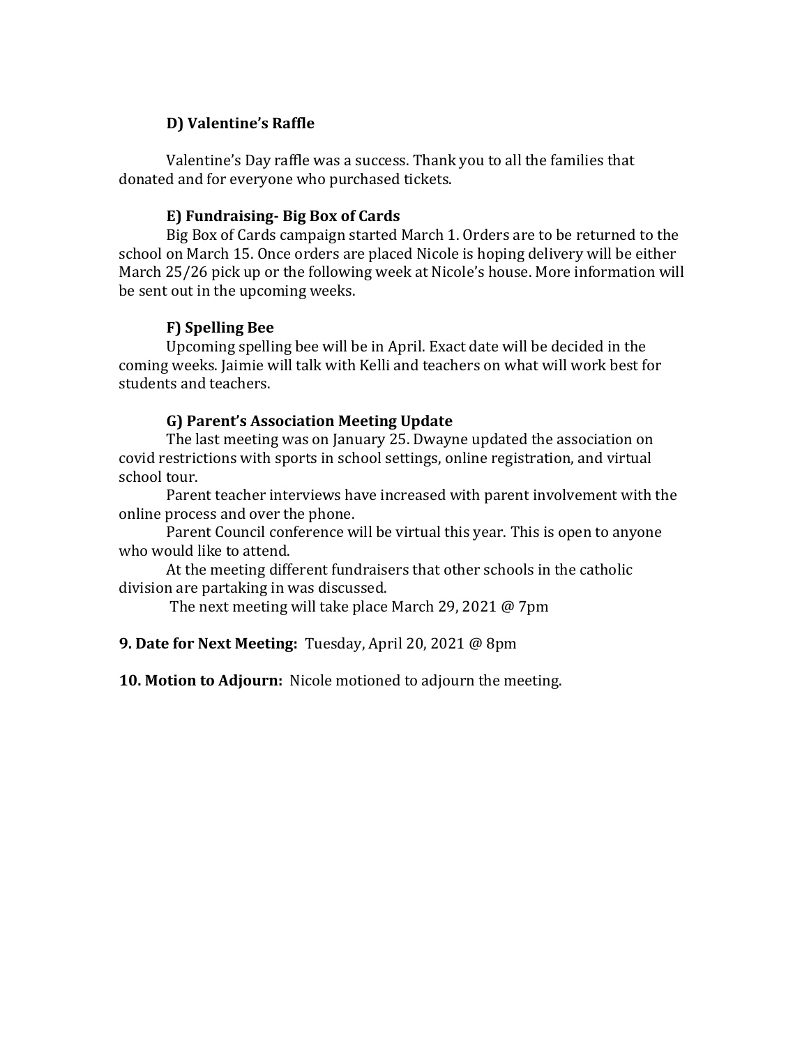**D) Valentine's Raffle**

Valentine's Day raffle was a success. Thank you to all the families that donated and for everyone who purchased tickets.

**E) Fundraising- Big Box of Cards**

Big Box of Cards campaign started March 1. Orders are to be returned to the school on March 15. Once orders are placed Nicole is hoping delivery will be either March 25/26 pick up or the following week at Nicole's house. More information will be sent out in the upcoming weeks.

**F) Spelling Bee**

Upcoming spelling bee will be in April. Exact date will be decided in the coming weeks. Jaimie will talk with Kelli and teachers on what will work best for students and teachers.

**G) Parent's Association Meeting Update**

The last meeting was on January 25. Dwayne updated the association on covid restrictions with sports in school settings, online registration, and virtual school tour.

Parent teacher interviews have increased with parent involvement with the online process and over the phone.

Parent Council conference will be virtual this year. This is open to anyone who would like to attend.

At the meeting different fundraisers that other schools in the catholic division are partaking in was discussed.

The next meeting will take place March 29, 2021 @ 7pm

**9. Date for Next Meeting:** Tuesday, April 20, 2021 @ 8pm

**10. Motion to Adjourn:** Nicole motioned to adjourn the meeting.